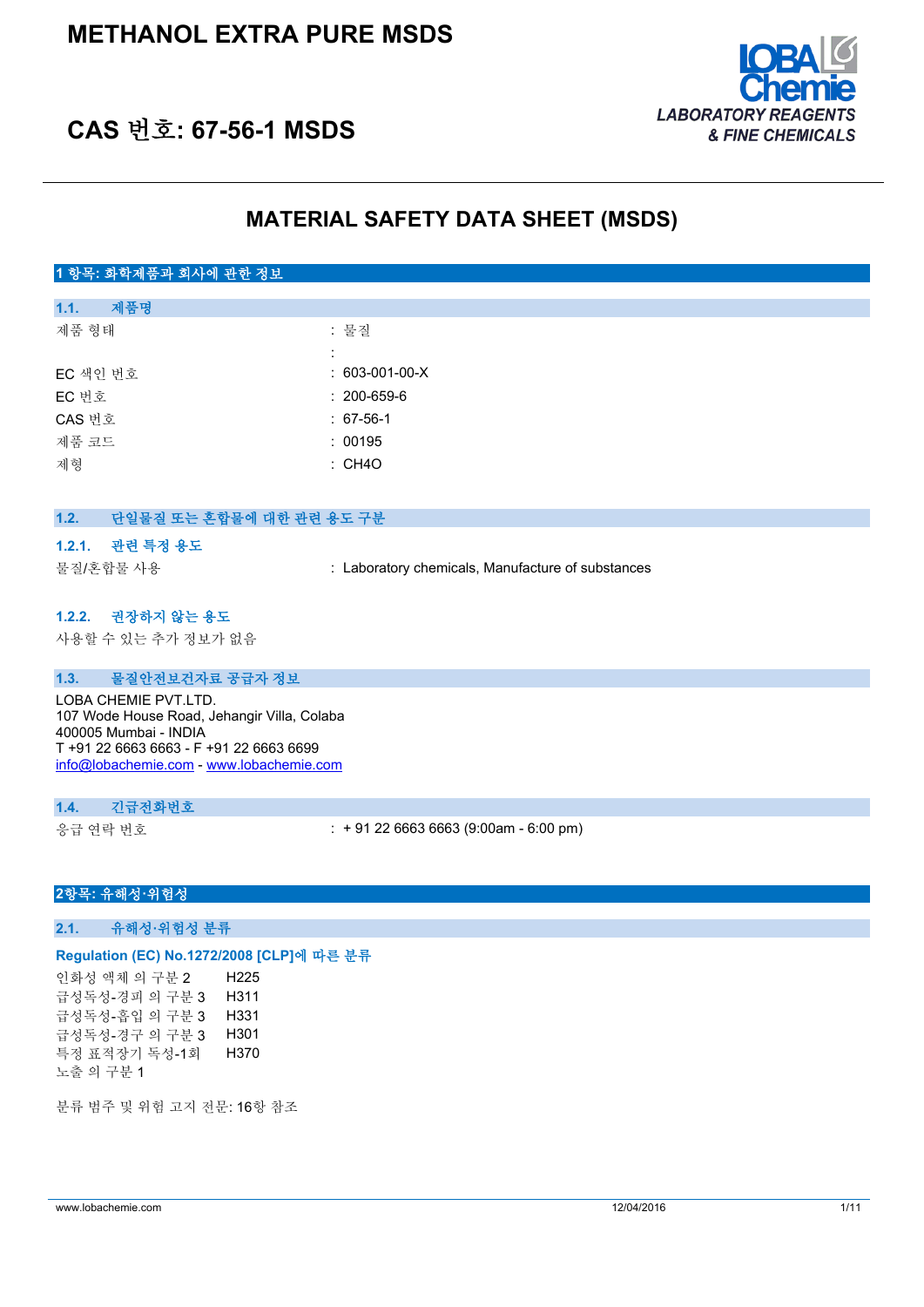# METHANOL EXTRA PURE MSDS

## CAS 번호: 67-56-1 MSDS

LOBA Chemie — LABORATORY REAGENTS & FINE CHEMICALS

## MATERIAL SAFETY DATA SHEET (MSDS)

### 1 항목: 화학제품과 회사에 관한 정보

#### 1.1. 제품명

| | |
|---|---|
| 제품 형태 | : 물질 |
| | : |
| EC 색인 번호 | : 603-001-00-X |
| EC 번호 | : 200-659-6 |
| CAS 번호 | : 67-56-1 |
| 제품 코드 | : 00195 |
| 제형 | : CH4O |

#### 1.2. 단일물질 또는 혼합물에 대한 관련 용도 구분

##### 1.2.1. 관련 특정 용도

물질/혼합물 사용 : Laboratory chemicals, Manufacture of substances

##### 1.2.2. 권장하지 않는 용도

사용할 수 있는 추가 정보가 없음

#### 1.3. 물질안전보건자료 공급자 정보

LOBA CHEMIE PVT.LTD.
107 Wode House Road, Jehangir Villa, Colaba
400005 Mumbai - INDIA
T +91 22 6663 6663 - F +91 22 6663 6699
info@lobachemie.com - www.lobachemie.com

#### 1.4. 긴급전화번호

응급 연락 번호 : + 91 22 6663 6663 (9:00am - 6:00 pm)

### 2항목: 유해성·위험성

#### 2.1. 유해성·위험성 분류

**Regulation (EC) No.1272/2008 [CLP]에 따른 분류**

| | |
|---|---|
| 인화성 액체 의 구분 2 | H225 |
| 급성독성-경피 의 구분 3 | H311 |
| 급성독성-흡입 의 구분 3 | H331 |
| 급성독성-경구 의 구분 3 | H301 |
| 특정 표적장기 독성-1회 노출 의 구분 1 | H370 |

분류 범주 및 위험 고지 전문: 16항 참조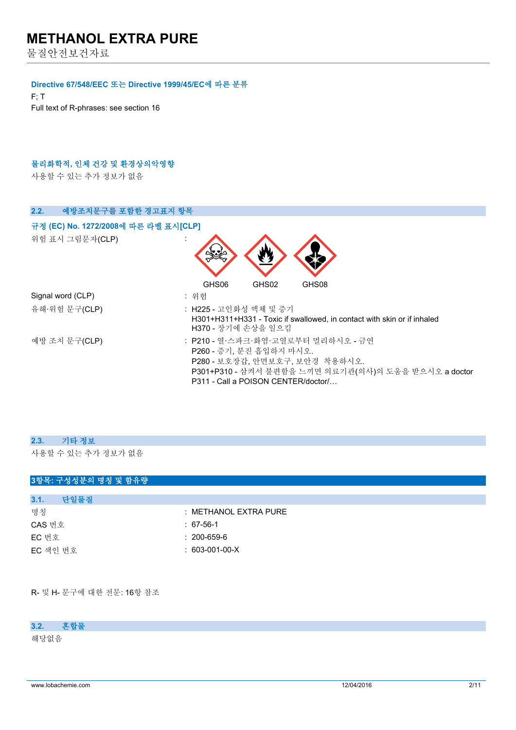#### Directive 67/548/EEC 또는 Directive 1999/45/EC에 따른 분류

F; T

Full text of R-phrases: see section 16

#### 물리화학적, 인체 건강 및 환경상의악영향

사용할 수 있는 추가 정보가 없음

### 2.2. 예방조치문구를 포함한 경고표지 항목

#### 규정 (EC) No. 1272/2008에 따른 라벨 표시[CLP]

| | |
|---|---|
| 위험 표시 그림문자(CLP) | : GHS06 GHS02 GHS08 |
| Signal word (CLP) | : 위험 |
| 유해·위험 문구(CLP) | : H225 - 고인화성 액체 및 증기<br>H301+H311+H331 - Toxic if swallowed, in contact with skin or if inhaled<br>H370 - 장기에 손상을 일으킴 |
| 예방 조치 문구(CLP) | : P210 - 열·스파크·화염·고열로부터 멀리하시오 - 금연<br>P260 - 증기, 분진 흡입하지 마시오.<br>P280 - 보호장갑, 안면보호구, 보안경 착용하시오.<br>P301+P310 - 삼켜서 불편함을 느끼면 의료기관(의사)의 도움을 받으시오 a doctor<br>P311 - Call a POISON CENTER/doctor/… |

### 2.3. 기타 정보

사용할 수 있는 추가 정보가 없음

## 3항목: 구성성분의 명칭 및 함유량

### 3.1. 단일물질

| | |
|---|---|
| 명칭 | : METHANOL EXTRA PURE |
| CAS 번호 | : 67-56-1 |
| EC 번호 | : 200-659-6 |
| EC 색인 번호 | : 603-001-00-X |

R- 및 H- 문구에 대한 전문: 16항 참조

### 3.2. 혼합물

해당없음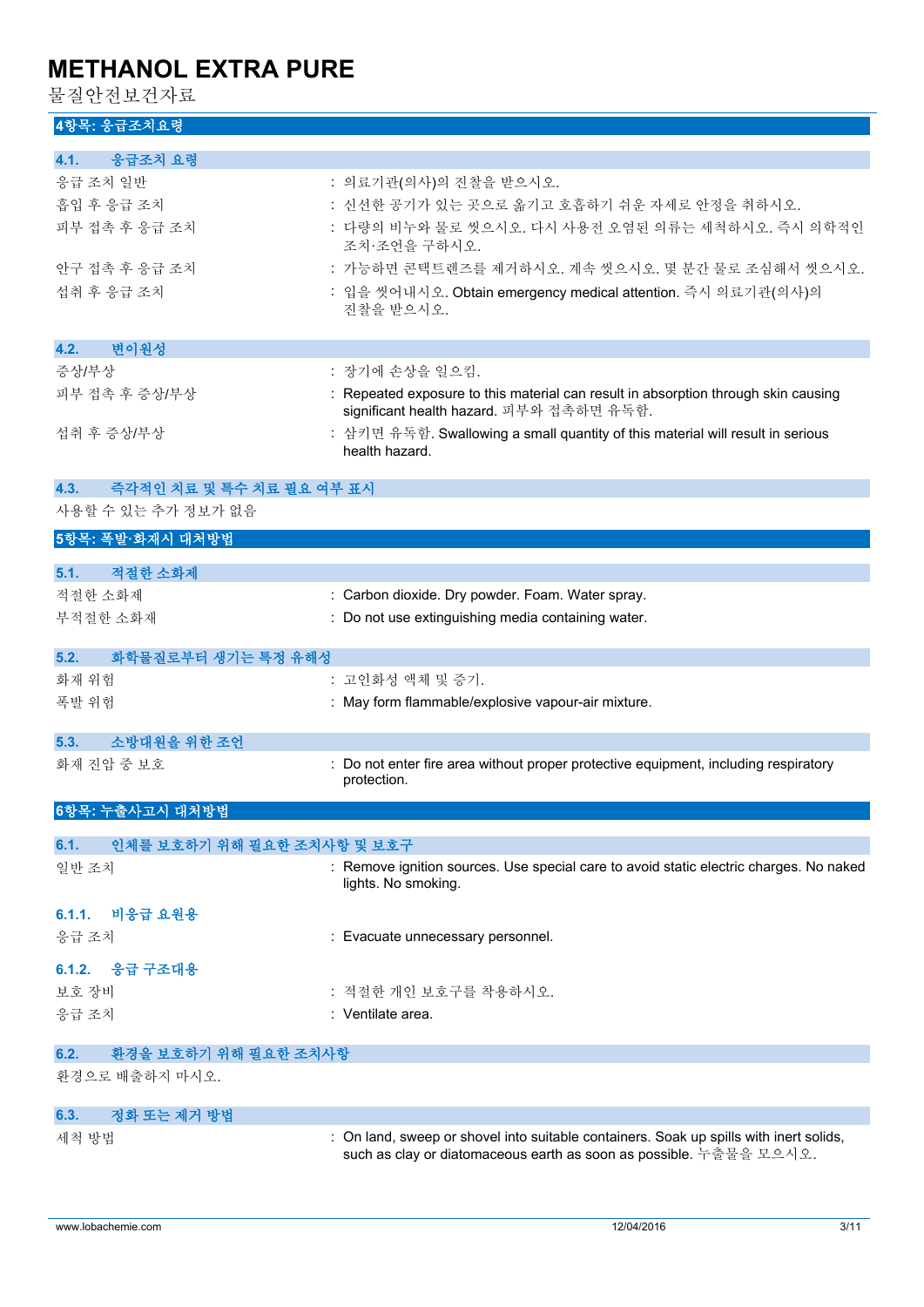## 4항목: 응급조치요령

### 4.1. 응급조치 요령

| | |
|---|---|
| 응급 조치 일반 | : 의료기관(의사)의 진찰을 받으시오. |
| 흡입 후 응급 조치 | : 신선한 공기가 있는 곳으로 옮기고 호흡하기 쉬운 자세로 안정을 취하시오. |
| 피부 접촉 후 응급 조치 | : 다량의 비누와 물로 씻으시오. 다시 사용전 오염된 의류는 세척하시오. 즉시 의학적인 조치·조언을 구하시오. |
| 안구 접촉 후 응급 조치 | : 가능하면 콘택트렌즈를 제거하시오. 계속 씻으시오. 몇 분간 물로 조심해서 씻으시오. |
| 섭취 후 응급 조치 | : 입을 씻어내시오. Obtain emergency medical attention. 즉시 의료기관(의사)의 진찰을 받으시오. |

### 4.2. 변이원성

| | |
|---|---|
| 증상/부상 | : 장기에 손상을 일으킴. |
| 피부 접촉 후 증상/부상 | : Repeated exposure to this material can result in absorption through skin causing significant health hazard. 피부와 접촉하면 유독함. |
| 섭취 후 증상/부상 | : 삼키면 유독함. Swallowing a small quantity of this material will result in serious health hazard. |

### 4.3. 즉각적인 치료 및 특수 치료 필요 여부 표시

사용할 수 있는 추가 정보가 없음

## 5항목: 폭발·화재시 대처방법

### 5.1. 적절한 소화제

| | |
|---|---|
| 적절한 소화제 | : Carbon dioxide. Dry powder. Foam. Water spray. |
| 부적절한 소화재 | : Do not use extinguishing media containing water. |

### 5.2. 화학물질로부터 생기는 특정 유해성

| | |
|---|---|
| 화재 위험 | : 고인화성 액체 및 증기. |
| 폭발 위험 | : May form flammable/explosive vapour-air mixture. |

### 5.3. 소방대원을 위한 조언

| | |
|---|---|
| 화재 진압 중 보호 | : Do not enter fire area without proper protective equipment, including respiratory protection. |

## 6항목: 누출사고시 대처방법

### 6.1. 인체를 보호하기 위해 필요한 조치사항 및 보호구

| | |
|---|---|
| 일반 조치 | : Remove ignition sources. Use special care to avoid static electric charges. No naked lights. No smoking. |

#### 6.1.1. 비응급 요원용

| | |
|---|---|
| 응급 조치 | : Evacuate unnecessary personnel. |

#### 6.1.2. 응급 구조대용

| | |
|---|---|
| 보호 장비 | : 적절한 개인 보호구를 착용하시오. |
| 응급 조치 | : Ventilate area. |

### 6.2. 환경을 보호하기 위해 필요한 조치사항

환경으로 배출하지 마시오.

### 6.3. 정화 또는 제거 방법

| | |
|---|---|
| 세척 방법 | : On land, sweep or shovel into suitable containers. Soak up spills with inert solids, such as clay or diatomaceous earth as soon as possible. 누출물을 모으시오. |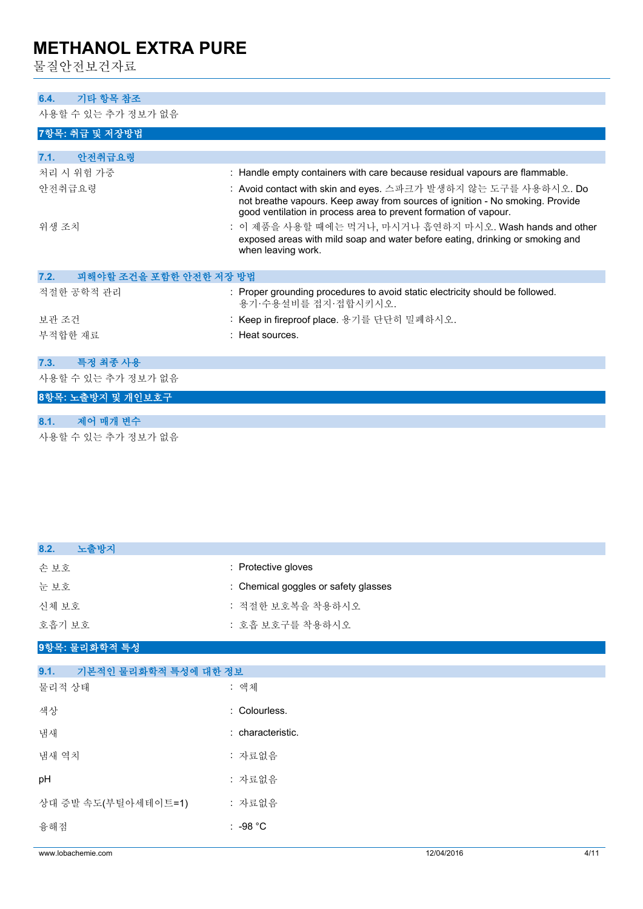### 6.4. 기타 항목 참조

사용할 수 있는 추가 정보가 없음

## 7항목: 취급 및 저장방법

### 7.1. 안전취급요령

| | |
|---|---|
| 처리 시 위험 가중 | : Handle empty containers with care because residual vapours are flammable. |
| 안전취급요령 | : Avoid contact with skin and eyes. 스파크가 발생하지 않는 도구를 사용하시오. Do not breathe vapours. Keep away from sources of ignition - No smoking. Provide good ventilation in process area to prevent formation of vapour. |
| 위생 조치 | : 이 제품을 사용할 때에는 먹거나, 마시거나 흡연하지 마시오. Wash hands and other exposed areas with mild soap and water before eating, drinking or smoking and when leaving work. |

### 7.2. 피해야할 조건을 포함한 안전한 저장 방법

| | |
|---|---|
| 적절한 공학적 관리 | : Proper grounding procedures to avoid static electricity should be followed. 용기·수용설비를 접지·접합시키시오. |
| 보관 조건 | : Keep in fireproof place. 용기를 단단히 밀폐하시오. |
| 부적합한 재료 | : Heat sources. |

### 7.3. 특정 최종 사용

사용할 수 있는 추가 정보가 없음

## 8항목: 노출방지 및 개인보호구

### 8.1. 제어 매개 변수

사용할 수 있는 추가 정보가 없음

### 8.2. 노출방지

| | |
|---|---|
| 손 보호 | : Protective gloves |
| 눈 보호 | : Chemical goggles or safety glasses |
| 신체 보호 | : 적절한 보호복을 착용하시오 |
| 호흡기 보호 | : 호흡 보호구를 착용하시오 |

## 9항목: 물리화학적 특성

### 9.1. 기본적인 물리화학적 특성에 대한 정보

| | |
|---|---|
| 물리적 상태 | : 액체 |
| 색상 | : Colourless. |
| 냄새 | : characteristic. |
| 냄새 역치 | : 자료없음 |
| pH | : 자료없음 |
| 상대 증발 속도(부틸아세테이트=1) | : 자료없음 |
| 융해점 | : -98 °C |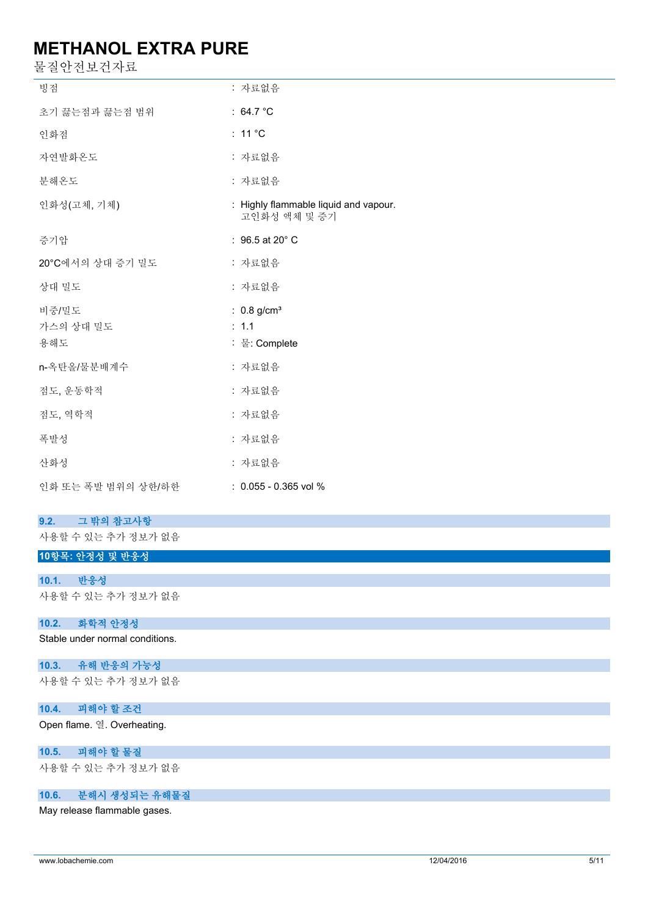| | |
|---|---|
| 빙점 | : 자료없음 |
| 초기 끓는점과 끓는점 범위 | : 64.7 °C |
| 인화점 | : 11 °C |
| 자연발화온도 | : 자료없음 |
| 분해온도 | : 자료없음 |
| 인화성(고체, 기체) | : Highly flammable liquid and vapour. 고인화성 액체 및 증기 |
| 증기압 | : 96.5 at 20° C |
| 20°C에서의 상대 증기 밀도 | : 자료없음 |
| 상대 밀도 | : 자료없음 |
| 비중/밀도 | : 0.8 g/cm³ |
| 가스의 상대 밀도 | : 1.1 |
| 용해도 | : 물: Complete |
| n-옥탄올/물분배계수 | : 자료없음 |
| 점도, 운동학적 | : 자료없음 |
| 점도, 역학적 | : 자료없음 |
| 폭발성 | : 자료없음 |
| 산화성 | : 자료없음 |
| 인화 또는 폭발 범위의 상한/하한 | : 0.055 - 0.365 vol % |

### 9.2. 그 밖의 참고사항

사용할 수 있는 추가 정보가 없음

## 10항목: 안정성 및 반응성

### 10.1. 반응성

사용할 수 있는 추가 정보가 없음

### 10.2. 화학적 안정성

Stable under normal conditions.

### 10.3. 유해 반응의 가능성

사용할 수 있는 추가 정보가 없음

### 10.4. 피해야 할 조건

Open flame. 열. Overheating.

### 10.5. 피해야 할 물질

사용할 수 있는 추가 정보가 없음

### 10.6. 분해시 생성되는 유해물질

May release flammable gases.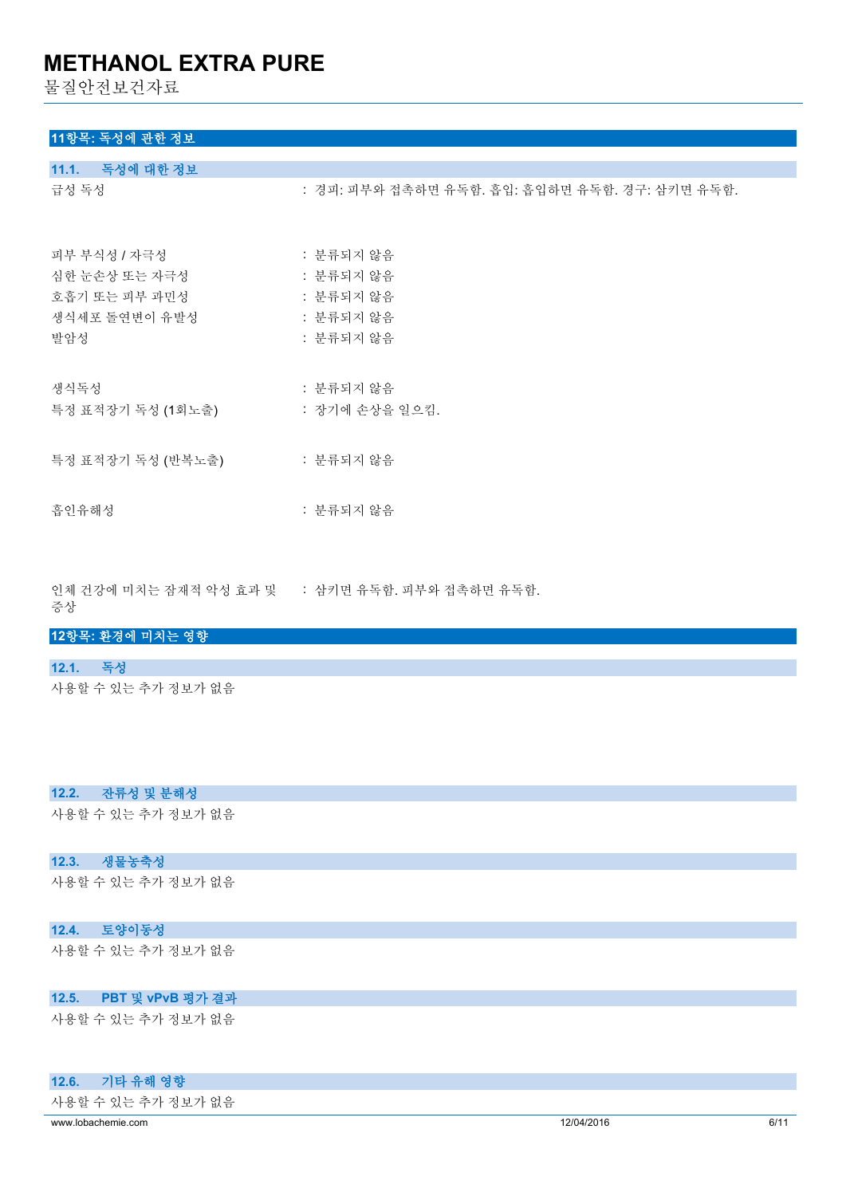## 11항목: 독성에 관한 정보

### 11.1. 독성에 대한 정보

| | |
|---|---|
| 급성 독성 | : 경피: 피부와 접촉하면 유독함. 흡입: 흡입하면 유독함. 경구: 삼키면 유독함. |
| 피부 부식성 / 자극성 | : 분류되지 않음 |
| 심한 눈손상 또는 자극성 | : 분류되지 않음 |
| 호흡기 또는 피부 과민성 | : 분류되지 않음 |
| 생식세포 돌연변이 유발성 | : 분류되지 않음 |
| 발암성 | : 분류되지 않음 |
| 생식독성 | : 분류되지 않음 |
| 특정 표적장기 독성 (1회노출) | : 장기에 손상을 일으킴. |
| 특정 표적장기 독성 (반복노출) | : 분류되지 않음 |
| 흡인유해성 | : 분류되지 않음 |
| 인체 건강에 미치는 잠재적 악성 효과 및 증상 | : 삼키면 유독함. 피부와 접촉하면 유독함. |

## 12항목: 환경에 미치는 영향

### 12.1. 독성

사용할 수 있는 추가 정보가 없음

### 12.2. 잔류성 및 분해성

사용할 수 있는 추가 정보가 없음

### 12.3. 생물농축성

사용할 수 있는 추가 정보가 없음

### 12.4. 토양이동성

사용할 수 있는 추가 정보가 없음

### 12.5. PBT 및 vPvB 평가 결과

사용할 수 있는 추가 정보가 없음

### 12.6. 기타 유해 영향

사용할 수 있는 추가 정보가 없음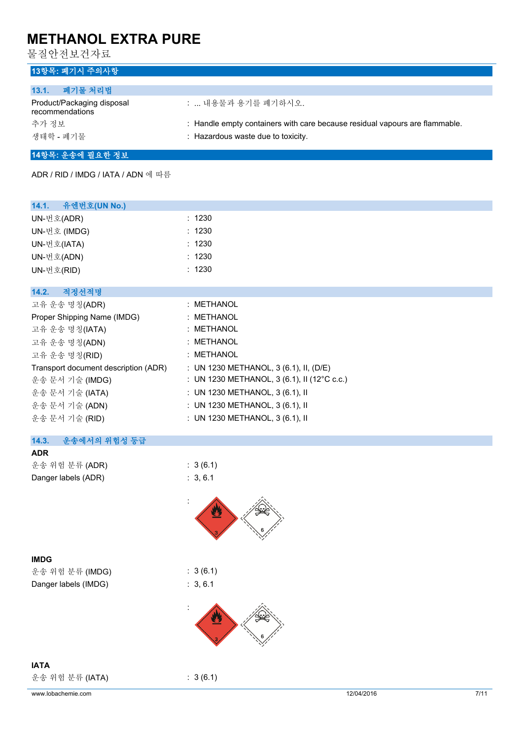## 13항목: 폐기시 주의사항

### 13.1. 폐기물 처리법

| | |
|---|---|
| Product/Packaging disposal recommendations | : ... 내용물과 용기를 폐기하시오. |
| 추가 정보 | : Handle empty containers with care because residual vapours are flammable. |
| 생태학 - 폐기물 | : Hazardous waste due to toxicity. |

## 14항목: 운송에 필요한 정보

ADR / RID / IMDG / IATA / ADN 에 따름

### 14.1. 유엔번호(UN No.)

| | |
|---|---|
| UN-번호(ADR) | : 1230 |
| UN-번호 (IMDG) | : 1230 |
| UN-번호(IATA) | : 1230 |
| UN-번호(ADN) | : 1230 |
| UN-번호(RID) | : 1230 |

### 14.2. 적정선적명

| | |
|---|---|
| 고유 운송 명칭(ADR) | : METHANOL |
| Proper Shipping Name (IMDG) | : METHANOL |
| 고유 운송 명칭(IATA) | : METHANOL |
| 고유 운송 명칭(ADN) | : METHANOL |
| 고유 운송 명칭(RID) | : METHANOL |
| Transport document description (ADR) | : UN 1230 METHANOL, 3 (6.1), II, (D/E) |
| 운송 문서 기술 (IMDG) | : UN 1230 METHANOL, 3 (6.1), II (12°C c.c.) |
| 운송 문서 기술 (IATA) | : UN 1230 METHANOL, 3 (6.1), II |
| 운송 문서 기술 (ADN) | : UN 1230 METHANOL, 3 (6.1), II |
| 운송 문서 기술 (RID) | : UN 1230 METHANOL, 3 (6.1), II |

### 14.3. 운송에서의 위험성 등급

**ADR**

| | |
|---|---|
| 운송 위험 분류 (ADR) | : 3 (6.1) |
| Danger labels (ADR) | : 3, 6.1 |

:

**IMDG**

| | |
|---|---|
| 운송 위험 분류 (IMDG) | : 3 (6.1) |
| Danger labels (IMDG) | : 3, 6.1 |

:

**IATA**

| | |
|---|---|
| 운송 위험 분류 (IATA) | : 3 (6.1) |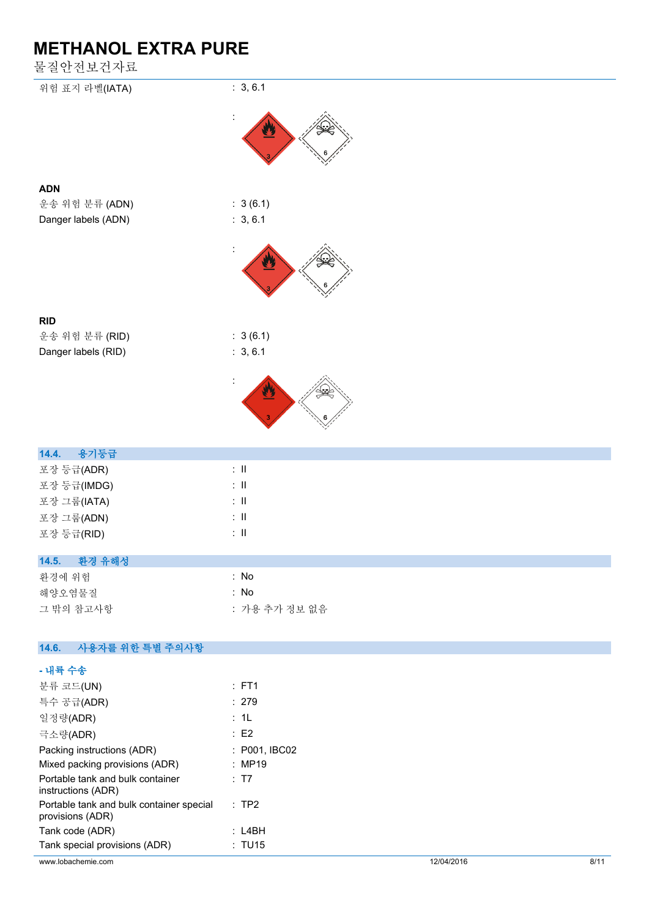| | |
|---|---|
| 위험 표지 라벨(IATA) | : 3, 6.1 |
| | : |

**ADN**

| | |
|---|---|
| 운송 위험 분류 (ADN) | : 3 (6.1) |
| Danger labels (ADN) | : 3, 6.1 |
| | : |

**RID**

| | |
|---|---|
| 운송 위험 분류 (RID) | : 3 (6.1) |
| Danger labels (RID) | : 3, 6.1 |
| | : |

## 14.4. 용기등급

| | |
|---|---|
| 포장 등급(ADR) | : II |
| 포장 등급(IMDG) | : II |
| 포장 그룹(IATA) | : II |
| 포장 그룹(ADN) | : II |
| 포장 등급(RID) | : II |

## 14.5. 환경 유해성

| | |
|---|---|
| 환경에 위험 | : No |
| 해양오염물질 | : No |
| 그 밖의 참고사항 | : 가용 추가 정보 없음 |

## 14.6. 사용자를 위한 특별 주의사항

**- 내륙 수송**

| | |
|---|---|
| 분류 코드(UN) | : FT1 |
| 특수 공급(ADR) | : 279 |
| 일정량(ADR) | : 1L |
| 극소량(ADR) | : E2 |
| Packing instructions (ADR) | : P001, IBC02 |
| Mixed packing provisions (ADR) | : MP19 |
| Portable tank and bulk container instructions (ADR) | : T7 |
| Portable tank and bulk container special provisions (ADR) | : TP2 |
| Tank code (ADR) | : L4BH |
| Tank special provisions (ADR) | : TU15 |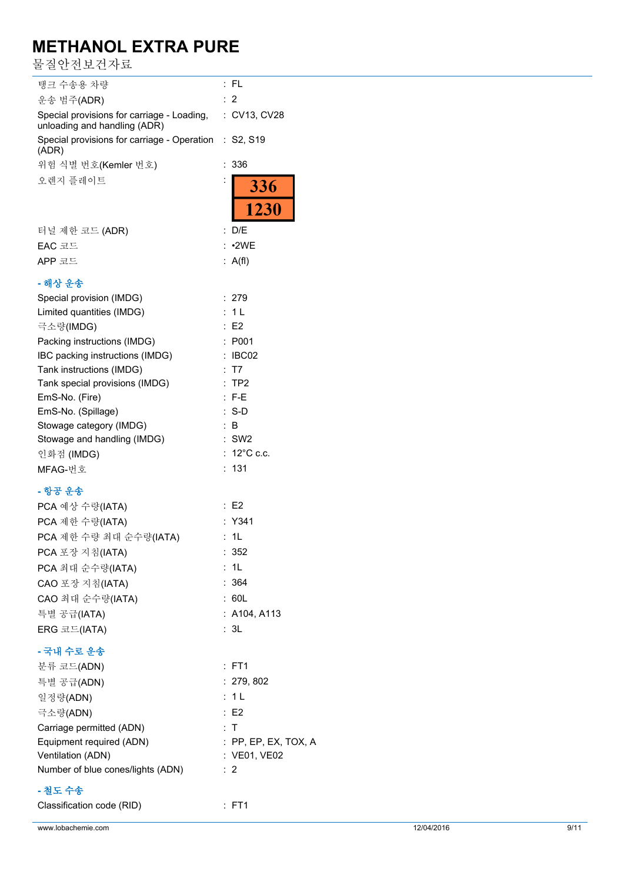# METHANOL EXTRA PURE

물질안전보건자료

| | |
|---|---|
| 탱크 수송용 차량 | : FL |
| 운송 범주(ADR) | : 2 |
| Special provisions for carriage - Loading, unloading and handling (ADR) | : CV13, CV28 |
| Special provisions for carriage - Operation (ADR) | : S2, S19 |
| 위험 식별 번호(Kemler 번호) | : 336 |
| 오렌지 플레이트 | : 336 / 1230 |
| 터널 제한 코드 (ADR) | : D/E |
| EAC 코드 | : •2WE |
| APP 코드 | : A(fl) |

**- 해상 운송**

| | |
|---|---|
| Special provision (IMDG) | : 279 |
| Limited quantities (IMDG) | : 1 L |
| 극소량(IMDG) | : E2 |
| Packing instructions (IMDG) | : P001 |
| IBC packing instructions (IMDG) | : IBC02 |
| Tank instructions (IMDG) | : T7 |
| Tank special provisions (IMDG) | : TP2 |
| EmS-No. (Fire) | : F-E |
| EmS-No. (Spillage) | : S-D |
| Stowage category (IMDG) | : B |
| Stowage and handling (IMDG) | : SW2 |
| 인화점 (IMDG) | : 12°C c.c. |
| MFAG-번호 | : 131 |

**- 항공 운송**

| | |
|---|---|
| PCA 예상 수량(IATA) | : E2 |
| PCA 제한 수량(IATA) | : Y341 |
| PCA 제한 수량 최대 순수량(IATA) | : 1L |
| PCA 포장 지침(IATA) | : 352 |
| PCA 최대 순수량(IATA) | : 1L |
| CAO 포장 지침(IATA) | : 364 |
| CAO 최대 순수량(IATA) | : 60L |
| 특별 공급(IATA) | : A104, A113 |
| ERG 코드(IATA) | : 3L |

**- 국내 수로 운송**

| | |
|---|---|
| 분류 코드(ADN) | : FT1 |
| 특별 공급(ADN) | : 279, 802 |
| 일정량(ADN) | : 1 L |
| 극소량(ADN) | : E2 |
| Carriage permitted (ADN) | : T |
| Equipment required (ADN) | : PP, EP, EX, TOX, A |
| Ventilation (ADN) | : VE01, VE02 |
| Number of blue cones/lights (ADN) | : 2 |

**- 철도 수송**

| | |
|---|---|
| Classification code (RID) | : FT1 |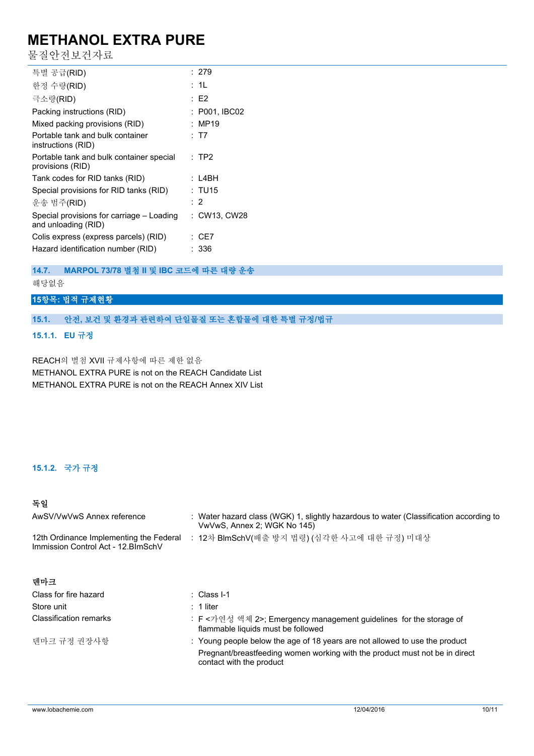| | | |
|---|---|---|
| 특별 공급(RID) | : | 279 |
| 한정 수량(RID) | : | 1L |
| 극소량(RID) | : | E2 |
| Packing instructions (RID) | : | P001, IBC02 |
| Mixed packing provisions (RID) | : | MP19 |
| Portable tank and bulk container instructions (RID) | : | T7 |
| Portable tank and bulk container special provisions (RID) | : | TP2 |
| Tank codes for RID tanks (RID) | : | L4BH |
| Special provisions for RID tanks (RID) | : | TU15 |
| 운송 범주(RID) | : | 2 |
| Special provisions for carriage – Loading and unloading (RID) | : | CW13, CW28 |
| Colis express (express parcels) (RID) | : | CE7 |
| Hazard identification number (RID) | : | 336 |

### 14.7. MARPOL 73/78 별첨 II 및 IBC 코드에 따른 대량 운송

해당없음

## 15항목: 법적 규제현황

### 15.1. 안전, 보건 및 환경과 관련하여 단일물질 또는 혼합물에 대한 특별 규정/법규

#### 15.1.1. EU 규정

REACH의 별첨 XVII 규제사항에 따른 제한 없음
METHANOL EXTRA PURE is not on the REACH Candidate List
METHANOL EXTRA PURE is not on the REACH Annex XIV List

#### 15.1.2. 국가 규정

**독일**

| | | |
|---|---|---|
| AwSV/VwVwS Annex reference | : | Water hazard class (WGK) 1, slightly hazardous to water (Classification according to VwVwS, Annex 2; WGK No 145) |
| 12th Ordinance Implementing the Federal Immission Control Act - 12.BImSchV | : | 12차 BImSchV(배출 방지 법령) (심각한 사고에 대한 규정) 미대상 |

**덴마크**

| | | |
|---|---|---|
| Class for fire hazard | : | Class I-1 |
| Store unit | : | 1 liter |
| Classification remarks | : | F <가연성 액체 2>; Emergency management guidelines for the storage of flammable liquids must be followed |
| 덴마크 규정 권장사항 | : | Young people below the age of 18 years are not allowed to use the product<br>Pregnant/breastfeeding women working with the product must not be in direct contact with the product |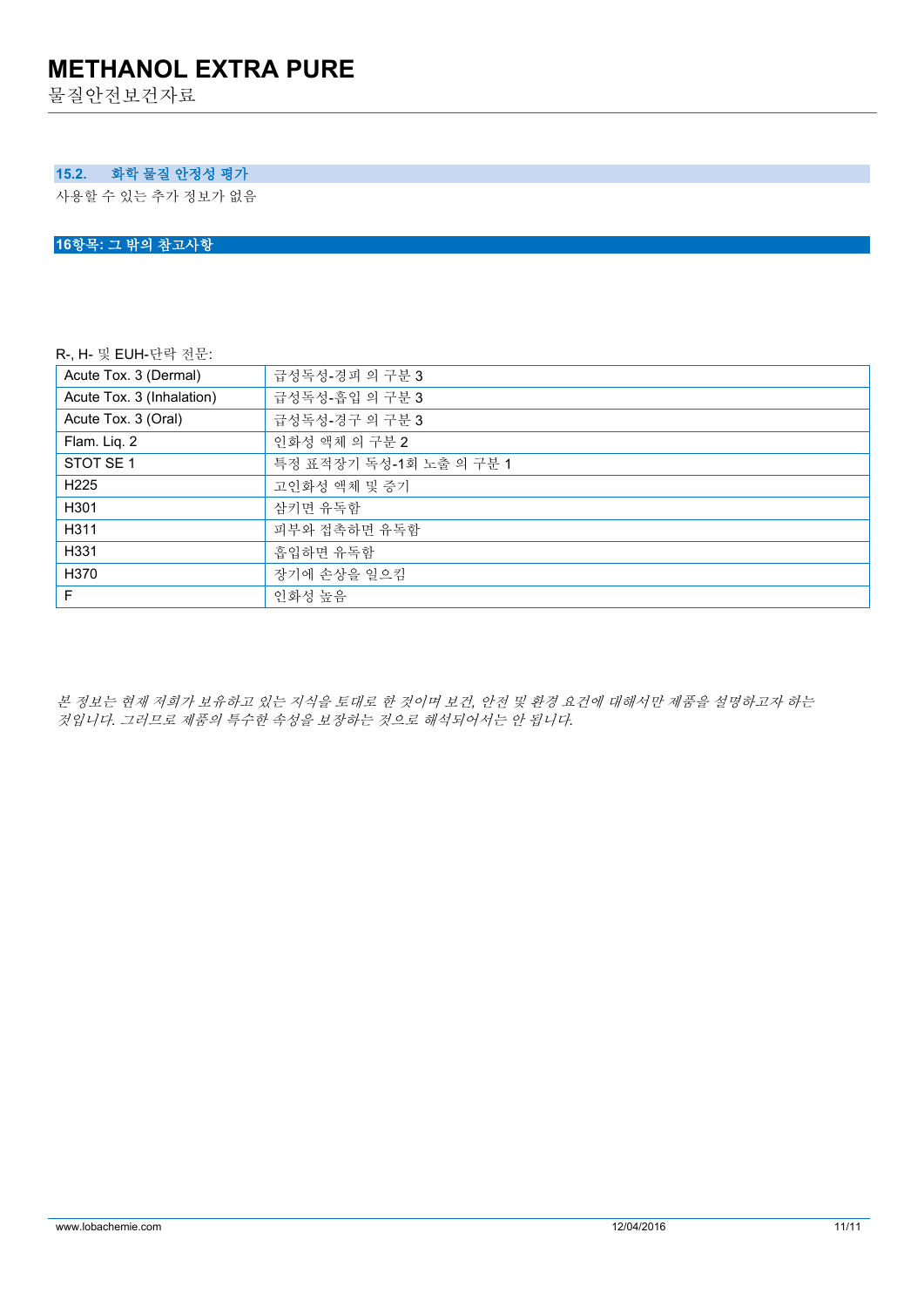### 15.2. 화학 물질 안정성 평가

사용할 수 있는 추가 정보가 없음

## 16항목: 그 밖의 참고사항

R-, H- 및 EUH-단락 전문:

| | |
|---|---|
| Acute Tox. 3 (Dermal) | 급성독성-경피 의 구분 3 |
| Acute Tox. 3 (Inhalation) | 급성독성-흡입 의 구분 3 |
| Acute Tox. 3 (Oral) | 급성독성-경구 의 구분 3 |
| Flam. Liq. 2 | 인화성 액체 의 구분 2 |
| STOT SE 1 | 특정 표적장기 독성-1회 노출 의 구분 1 |
| H225 | 고인화성 액체 및 증기 |
| H301 | 삼키면 유독함 |
| H311 | 피부와 접촉하면 유독함 |
| H331 | 흡입하면 유독함 |
| H370 | 장기에 손상을 일으킴 |
| F | 인화성 높음 |

*본 정보는 현재 저희가 보유하고 있는 지식을 토대로 한 것이며 보건, 안전 및 환경 요건에 대해서만 제품을 설명하고자 하는 것입니다. 그러므로 제품의 특수한 속성을 보장하는 것으로 해석되어서는 안 됩니다.*